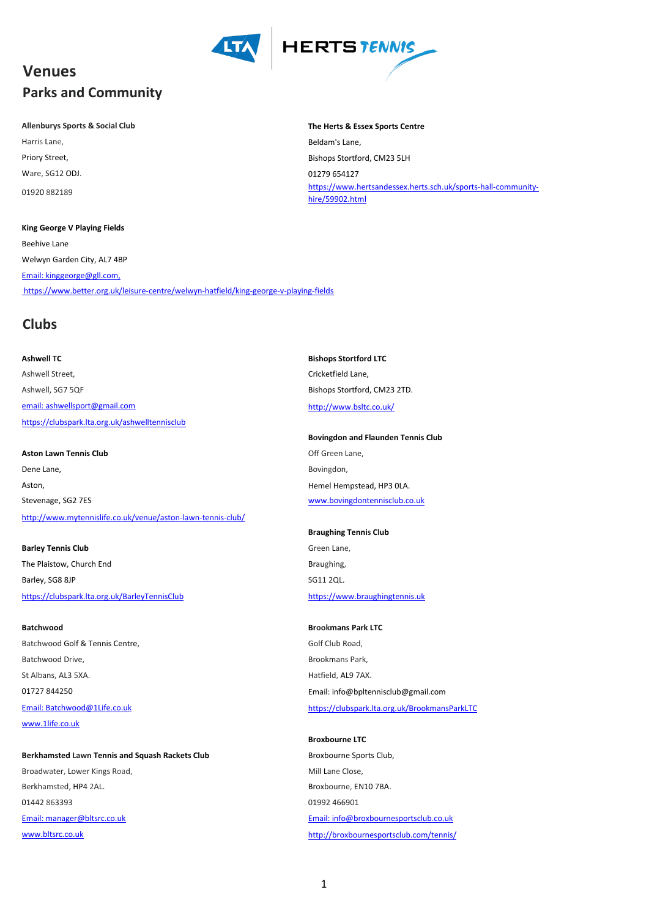# Venues

## Parks and Community

**Allenburys Sports & Social Club**
Harris Lane,
Priory Street,
Ware, SG12 ODJ.
01920 882189

**The Herts & Essex Sports Centre**
Beldam's Lane,
Bishops Stortford, CM23 5LH
01279 654127
https://www.hertsandessex.herts.sch.uk/sports-hall-community-hire/59902.html

**King George V Playing Fields**
Beehive Lane
Welwyn Garden City, AL7 4BP
Email: kinggeorge@gll.com,
https://www.better.org.uk/leisure-centre/welwyn-hatfield/king-george-v-playing-fields

## Clubs

**Ashwell TC**
Ashwell Street,
Ashwell, SG7 5QF
email: ashwellsport@gmail.com
https://clubspark.lta.org.uk/ashwelltennisclub

**Aston Lawn Tennis Club**
Dene Lane,
Aston,
Stevenage, SG2 7ES
http://www.mytennislife.co.uk/venue/aston-lawn-tennis-club/

**Barley Tennis Club**
The Plaistow, Church End
Barley, SG8 8JP
https://clubspark.lta.org.uk/BarleyTennisClub

**Batchwood**
Batchwood Golf & Tennis Centre,
Batchwood Drive,
St Albans, AL3 5XA.
01727 844250
Email: Batchwood@1Life.co.uk
www.1life.co.uk

**Berkhamsted Lawn Tennis and Squash Rackets Club**
Broadwater, Lower Kings Road,
Berkhamsted, HP4 2AL.
01442 863393
Email: manager@bltsrc.co.uk
www.bltsrc.co.uk

**Bishops Stortford LTC**
Cricketfield Lane,
Bishops Stortford, CM23 2TD.
http://www.bsltc.co.uk/

**Bovingdon and Flaunden Tennis Club**
Off Green Lane,
Bovingdon,
Hemel Hempstead, HP3 0LA.
www.bovingdontennisclub.co.uk

**Braughing Tennis Club**
Green Lane,
Braughing,
SG11 2QL.
https://www.braughingtennis.uk

**Brookmans Park LTC**
Golf Club Road,
Brookmans Park,
Hatfield, AL9 7AX.
Email: info@bpltennisclub@gmail.com
https://clubspark.lta.org.uk/BrookmansParkLTC

**Broxbourne LTC**
Broxbourne Sports Club,
Mill Lane Close,
Broxbourne, EN10 7BA.
01992 466901
Email: info@broxbournesportsclub.co.uk
http://broxbournesportsclub.com/tennis/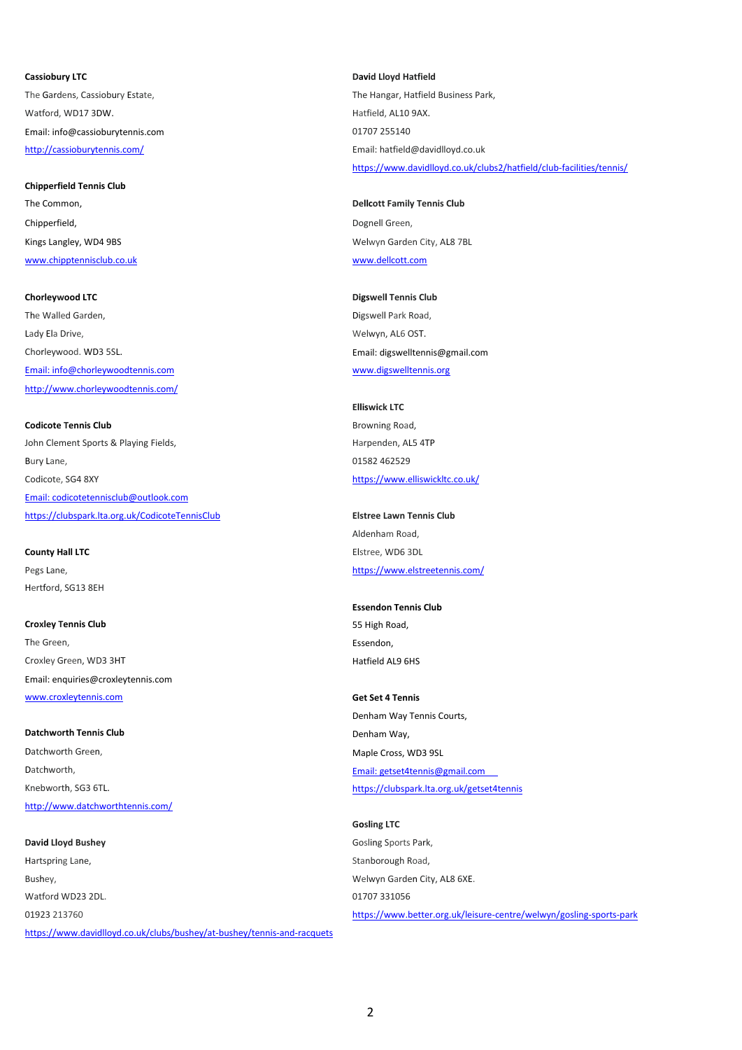**Cassiobury LTC**

The Gardens, Cassiobury Estate,

Watford, WD17 3DW.

Email: info@cassioburytennis.com

http://cassioburytennis.com/

**Chipperfield Tennis Club**

The Common,

Chipperfield,

Kings Langley, WD4 9BS

www.chipptennisclub.co.uk

**Chorleywood LTC**

The Walled Garden,

Lady Ela Drive,

Chorleywood. WD3 5SL.

Email: info@chorleywoodtennis.com

http://www.chorleywoodtennis.com/

**Codicote Tennis Club**

John Clement Sports & Playing Fields,

Bury Lane,

Codicote, SG4 8XY

Email: codicotetennisclub@outlook.com

https://clubspark.lta.org.uk/CodicoteTennisClub

**County Hall LTC**

Pegs Lane,

Hertford, SG13 8EH

**Croxley Tennis Club**

The Green,

Croxley Green, WD3 3HT

Email: enquiries@croxleytennis.com

www.croxleytennis.com

**Datchworth Tennis Club**

Datchworth Green,

Datchworth,

Knebworth, SG3 6TL.

http://www.datchworthtennis.com/

**David Lloyd Bushey**

Hartspring Lane,

Bushey,

Watford WD23 2DL.

01923 213760

https://www.davidlloyd.co.uk/clubs/bushey/at-bushey/tennis-and-racquets

**David Lloyd Hatfield**

The Hangar, Hatfield Business Park,

Hatfield, AL10 9AX.

01707 255140

Email: hatfield@davidlloyd.co.uk

https://www.davidlloyd.co.uk/clubs2/hatfield/club-facilities/tennis/

**Dellcott Family Tennis Club**

Dognell Green,

Welwyn Garden City, AL8 7BL

www.dellcott.com

**Digswell Tennis Club**

Digswell Park Road,

Welwyn, AL6 OST.

Email: digswelltennis@gmail.com

www.digswelltennis.org

**Elliswick LTC**

Browning Road,

Harpenden, AL5 4TP

01582 462529

https://www.elliswickltc.co.uk/

**Elstree Lawn Tennis Club**

Aldenham Road,

Elstree, WD6 3DL

https://www.elstreetennis.com/

**Essendon Tennis Club**

55 High Road,

Essendon,

Hatfield AL9 6HS

**Get Set 4 Tennis**

Denham Way Tennis Courts,

Denham Way,

Maple Cross, WD3 9SL

Email: getset4tennis@gmail.com

https://clubspark.lta.org.uk/getset4tennis

**Gosling LTC**

Gosling Sports Park,

Stanborough Road,

Welwyn Garden City, AL8 6XE.

01707 331056

https://www.better.org.uk/leisure-centre/welwyn/gosling-sports-park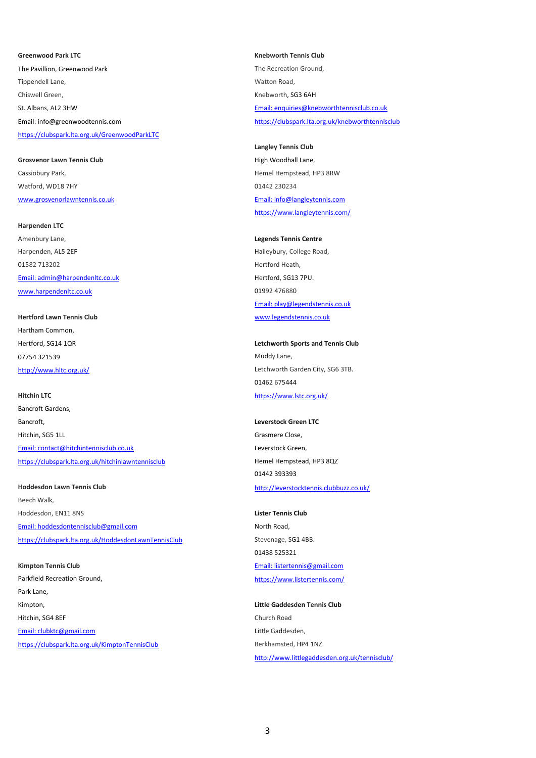**Greenwood Park LTC**

The Pavillion, Greenwood Park

Tippendell Lane,

Chiswell Green,

St. Albans, AL2 3HW

Email: info@greenwoodtennis.com

https://clubspark.lta.org.uk/GreenwoodParkLTC

**Grosvenor Lawn Tennis Club**

Cassiobury Park,

Watford, WD18 7HY

www.grosvenorlawntennis.co.uk

**Harpenden LTC**

Amenbury Lane,

Harpenden, AL5 2EF

01582 713202

Email: admin@harpendenltc.co.uk

www.harpendenltc.co.uk

**Hertford Lawn Tennis Club**

Hartham Common,

Hertford, SG14 1QR

07754 321539

http://www.hltc.org.uk/

**Hitchin LTC**

Bancroft Gardens,

Bancroft,

Hitchin, SG5 1LL

Email: contact@hitchintennisclub.co.uk

https://clubspark.lta.org.uk/hitchinlawntennisclub

**Hoddesdon Lawn Tennis Club**

Beech Walk,

Hoddesdon, EN11 8NS

Email: hoddesdontennisclub@gmail.com

https://clubspark.lta.org.uk/HoddesdonLawnTennisClub

**Kimpton Tennis Club**

Parkfield Recreation Ground,

Park Lane,

Kimpton,

Hitchin, SG4 8EF

Email: clubktc@gmail.com

https://clubspark.lta.org.uk/KimptonTennisClub

**Knebworth Tennis Club**

The Recreation Ground,

Watton Road,

Knebworth, SG3 6AH

Email: enquiries@knebworthtennisclub.co.uk

https://clubspark.lta.org.uk/knebworthtennisclub

**Langley Tennis Club**

High Woodhall Lane,

Hemel Hempstead, HP3 8RW

01442 230234

Email: info@langleytennis.com

https://www.langleytennis.com/

**Legends Tennis Centre**

Haileybury, College Road,

Hertford Heath,

Hertford, SG13 7PU.

01992 476880

Email: play@legendstennis.co.uk

www.legendstennis.co.uk

**Letchworth Sports and Tennis Club**

Muddy Lane,

Letchworth Garden City, SG6 3TB.

01462 675444

https://www.lstc.org.uk/

**Leverstock Green LTC**

Grasmere Close,

Leverstock Green,

Hemel Hempstead, HP3 8QZ

01442 393393

http://leverstocktennis.clubbuzz.co.uk/

**Lister Tennis Club**

North Road,

Stevenage, SG1 4BB.

01438 525321

Email: listertennis@gmail.com

https://www.listertennis.com/

**Little Gaddesden Tennis Club**

Church Road

Little Gaddesden,

Berkhamsted, HP4 1NZ.

http://www.littlegaddesden.org.uk/tennisclub/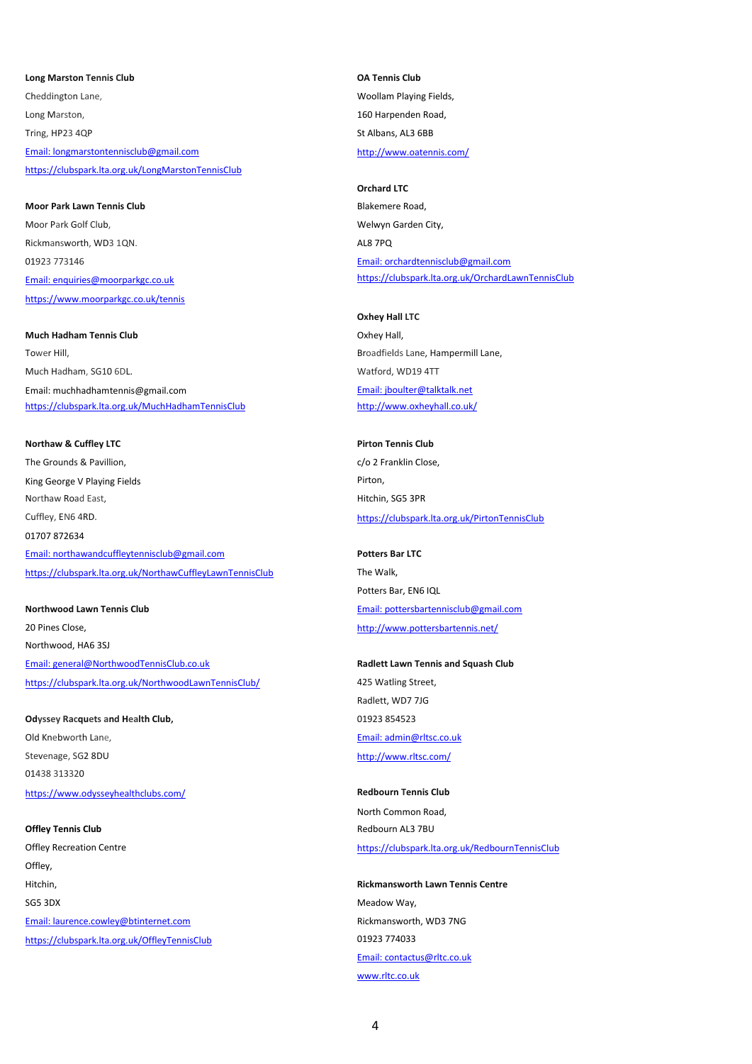**Long Marston Tennis Club**

Cheddington Lane,

Long Marston,

Tring, HP23 4QP

Email: longmarstontennisclub@gmail.com

https://clubspark.lta.org.uk/LongMarstonTennisClub

**Moor Park Lawn Tennis Club**

Moor Park Golf Club,

Rickmansworth, WD3 1QN.

01923 773146

Email: enquiries@moorparkgc.co.uk

https://www.moorparkgc.co.uk/tennis

**Much Hadham Tennis Club**

Tower Hill,

Much Hadham, SG10 6DL.

Email: muchhadhamtennis@gmail.com

https://clubspark.lta.org.uk/MuchHadhamTennisClub

**Northaw & Cuffley LTC**

The Grounds & Pavillion,

King George V Playing Fields

Northaw Road East,

Cuffley, EN6 4RD.

01707 872634

Email: northawandcuffleytennisclub@gmail.com

https://clubspark.lta.org.uk/NorthawCuffleyLawnTennisClub

**Northwood Lawn Tennis Club**

20 Pines Close,

Northwood, HA6 3SJ

Email: general@NorthwoodTennisClub.co.uk

https://clubspark.lta.org.uk/NorthwoodLawnTennisClub/

**Odyssey Racquets and Health Club,**

Old Knebworth Lane,

Stevenage, SG2 8DU

01438 313320

https://www.odysseyhealthclubs.com/

**Offley Tennis Club**

Offley Recreation Centre

Offley,

Hitchin,

SG5 3DX

Email: laurence.cowley@btinternet.com

https://clubspark.lta.org.uk/OffleyTennisClub

**OA Tennis Club**

Woollam Playing Fields,

160 Harpenden Road,

St Albans, AL3 6BB

http://www.oatennis.com/

**Orchard LTC**

Blakemere Road,

Welwyn Garden City,

AL8 7PQ

Email: orchardtennisclub@gmail.com

https://clubspark.lta.org.uk/OrchardLawnTennisClub

**Oxhey Hall LTC**

Oxhey Hall,

Broadfields Lane, Hampermill Lane,

Watford, WD19 4TT

Email: jboulter@talktalk.net

http://www.oxheyhall.co.uk/

**Pirton Tennis Club**

c/o 2 Franklin Close,

Pirton,

Hitchin, SG5 3PR

https://clubspark.lta.org.uk/PirtonTennisClub

**Potters Bar LTC**

The Walk,

Potters Bar, EN6 IQL

Email: pottersbartennisclub@gmail.com

http://www.pottersbartennis.net/

**Radlett Lawn Tennis and Squash Club**

425 Watling Street,

Radlett, WD7 7JG

01923 854523

Email: admin@rltsc.co.uk

http://www.rltsc.com/

**Redbourn Tennis Club**

North Common Road,

Redbourn AL3 7BU

https://clubspark.lta.org.uk/RedbournTennisClub

**Rickmansworth Lawn Tennis Centre**

Meadow Way,

Rickmansworth, WD3 7NG

01923 774033

Email: contactus@rltc.co.uk

www.rltc.co.uk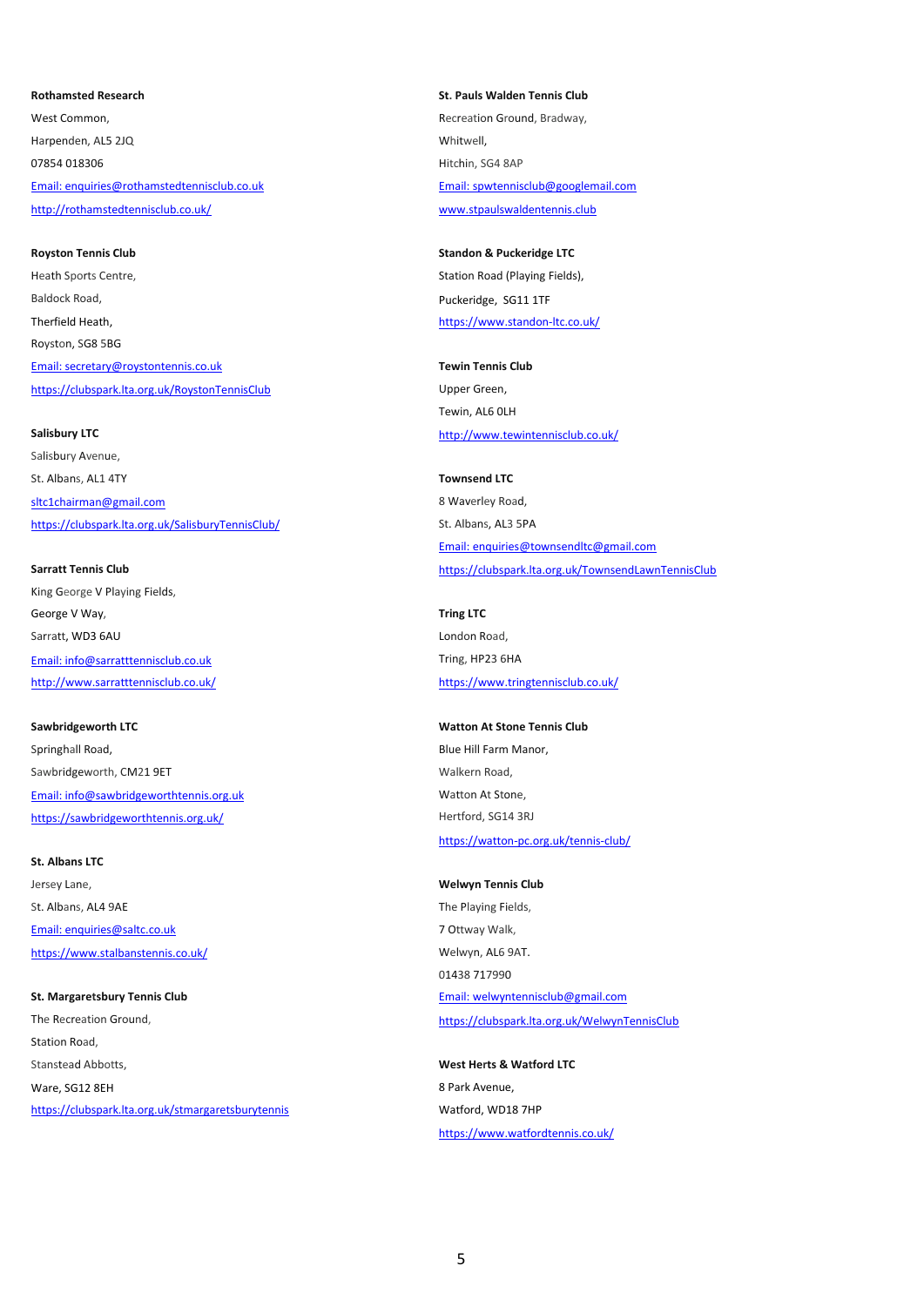**Rothamsted Research**

West Common,

Harpenden, AL5 2JQ

07854 018306

Email: enquiries@rothamstedtennisclub.co.uk

http://rothamstedtennisclub.co.uk/

**Royston Tennis Club**

Heath Sports Centre,

Baldock Road,

Therfield Heath,

Royston, SG8 5BG

Email: secretary@roystontennis.co.uk

https://clubspark.lta.org.uk/RoystonTennisClub

**Salisbury LTC**

Salisbury Avenue,

St. Albans, AL1 4TY

sltc1chairman@gmail.com

https://clubspark.lta.org.uk/SalisburyTennisClub/

**Sarratt Tennis Club**

King George V Playing Fields,

George V Way,

Sarratt, WD3 6AU

Email: info@sarratttennisclub.co.uk

http://www.sarratttennisclub.co.uk/

**Sawbridgeworth LTC**

Springhall Road,

Sawbridgeworth, CM21 9ET

Email: info@sawbridgeworthtennis.org.uk

https://sawbridgeworthtennis.org.uk/

**St. Albans LTC**

Jersey Lane,

St. Albans, AL4 9AE

Email: enquiries@saltc.co.uk

https://www.stalbanstennis.co.uk/

**St. Margaretsbury Tennis Club**

The Recreation Ground,

Station Road,

Stanstead Abbotts,

Ware, SG12 8EH

https://clubspark.lta.org.uk/stmargaretsburytennis

**St. Pauls Walden Tennis Club**

Recreation Ground, Bradway,

Whitwell,

Hitchin, SG4 8AP

Email: spwtennisclub@googlemail.com

www.stpaulswaldentennis.club

**Standon & Puckeridge LTC**

Station Road (Playing Fields),

Puckeridge, SG11 1TF

https://www.standon-ltc.co.uk/

**Tewin Tennis Club**

Upper Green,

Tewin, AL6 0LH

http://www.tewintennisclub.co.uk/

**Townsend LTC**

8 Waverley Road,

St. Albans, AL3 5PA

Email: enquiries@townsendltc@gmail.com

https://clubspark.lta.org.uk/TownsendLawnTennisClub

**Tring LTC**

London Road,

Tring, HP23 6HA

https://www.tringtennisclub.co.uk/

**Watton At Stone Tennis Club**

Blue Hill Farm Manor,

Walkern Road,

Watton At Stone,

Hertford, SG14 3RJ

https://watton-pc.org.uk/tennis-club/

**Welwyn Tennis Club**

The Playing Fields,

7 Ottway Walk,

Welwyn, AL6 9AT.

01438 717990

Email: welwyntennisclub@gmail.com

https://clubspark.lta.org.uk/WelwynTennisClub

**West Herts & Watford LTC**

8 Park Avenue,

Watford, WD18 7HP

https://www.watfordtennis.co.uk/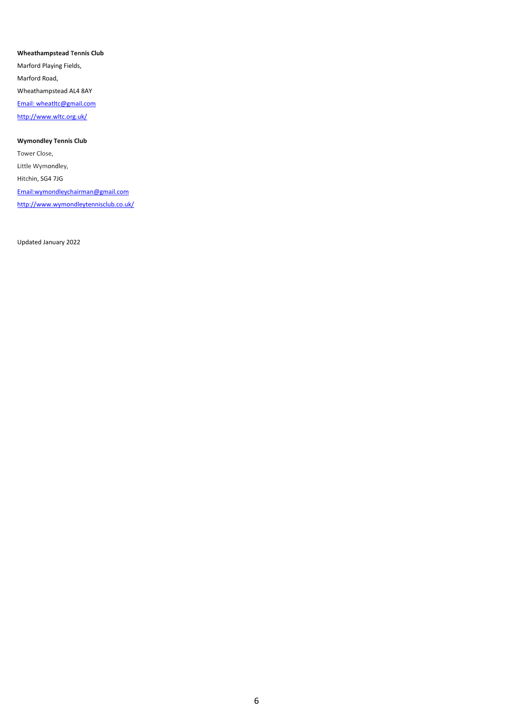**Wheathampstead Tennis Club**

Marford Playing Fields,

Marford Road,

Wheathampstead AL4 8AY

Email: wheatltc@gmail.com

http://www.wltc.org.uk/

**Wymondley Tennis Club**

Tower Close,

Little Wymondley,

Hitchin, SG4 7JG

Email:wymondleychairman@gmail.com

http://www.wymondleytennisclub.co.uk/

Updated January 2022